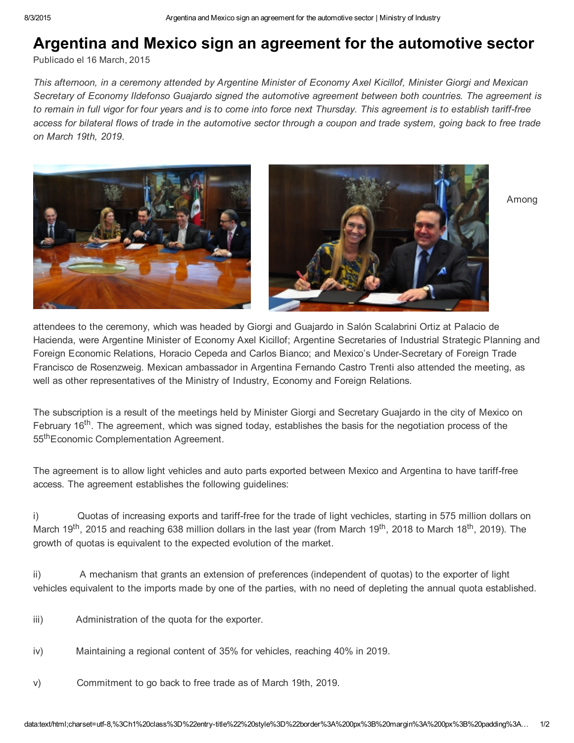# Argentina and Mexico sign an agreement for the automotive sector

Publicado el 16 March, 2015

*This afternoon, in a ceremony attended by Argentine Minister of Economy Axel Kicillof, Minister Giorgi and Mexican Secretary of Economy Ildefonso Guajardo signed the automotive agreement between both countries. The agreement is to remain in full vigor for four years and is to come into force next Thursday. This agreement is to establish tariff-free access for bilateral flows of trade in the automotive sector through a coupon and trade system, going back to free trade on March 19th, 2019.*

Among attendees to the ceremony, which was headed by Giorgi and Guajardo in Salón Scalabrini Ortiz at Palacio de Hacienda, were Argentine Minister of Economy Axel Kicillof; Argentine Secretaries of Industrial Strategic Planning and Foreign Economic Relations, Horacio Cepeda and Carlos Bianco; and Mexico's Under-Secretary of Foreign Trade Francisco de Rosenzweig. Mexican ambassador in Argentina Fernando Castro Trenti also attended the meeting, as well as other representatives of the Ministry of Industry, Economy and Foreign Relations.

The subscription is a result of the meetings held by Minister Giorgi and Secretary Guajardo in the city of Mexico on February 16th. The agreement, which was signed today, establishes the basis for the negotiation process of the 55th Economic Complementation Agreement.

The agreement is to allow light vehicles and auto parts exported between Mexico and Argentina to have tariff-free access. The agreement establishes the following guidelines:

i) Quotas of increasing exports and tariff-free for the trade of light vechicles, starting in 575 million dollars on March 19th, 2015 and reaching 638 million dollars in the last year (from March 19th, 2018 to March 18th, 2019). The growth of quotas is equivalent to the expected evolution of the market.

ii) A mechanism that grants an extension of preferences (independent of quotas) to the exporter of light vehicles equivalent to the imports made by one of the parties, with no need of depleting the annual quota established.

iii) Administration of the quota for the exporter.

iv) Maintaining a regional content of 35% for vehicles, reaching 40% in 2019.

v) Commitment to go back to free trade as of March 19th, 2019.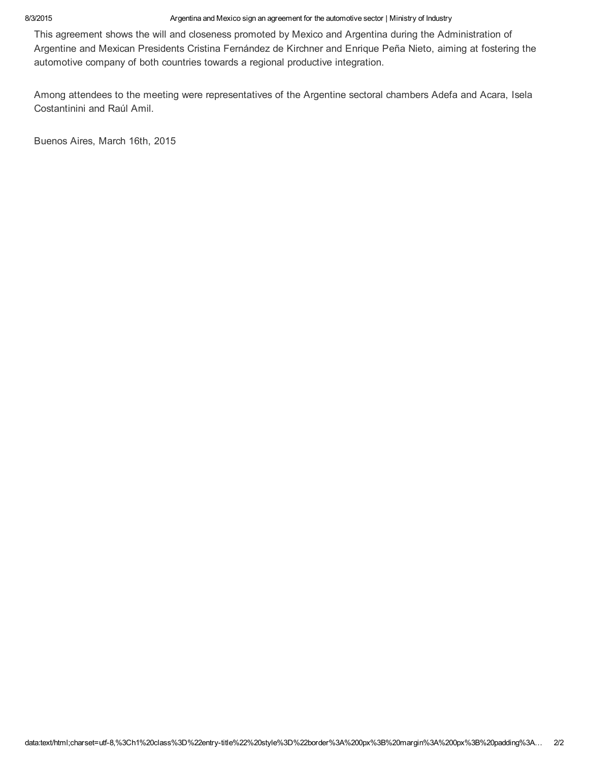This agreement shows the will and closeness promoted by Mexico and Argentina during the Administration of Argentine and Mexican Presidents Cristina Fernández de Kirchner and Enrique Peña Nieto, aiming at fostering the automotive company of both countries towards a regional productive integration.

Among attendees to the meeting were representatives of the Argentine sectoral chambers Adefa and Acara, Isela Costantinini and Raúl Amil.

Buenos Aires, March 16th, 2015